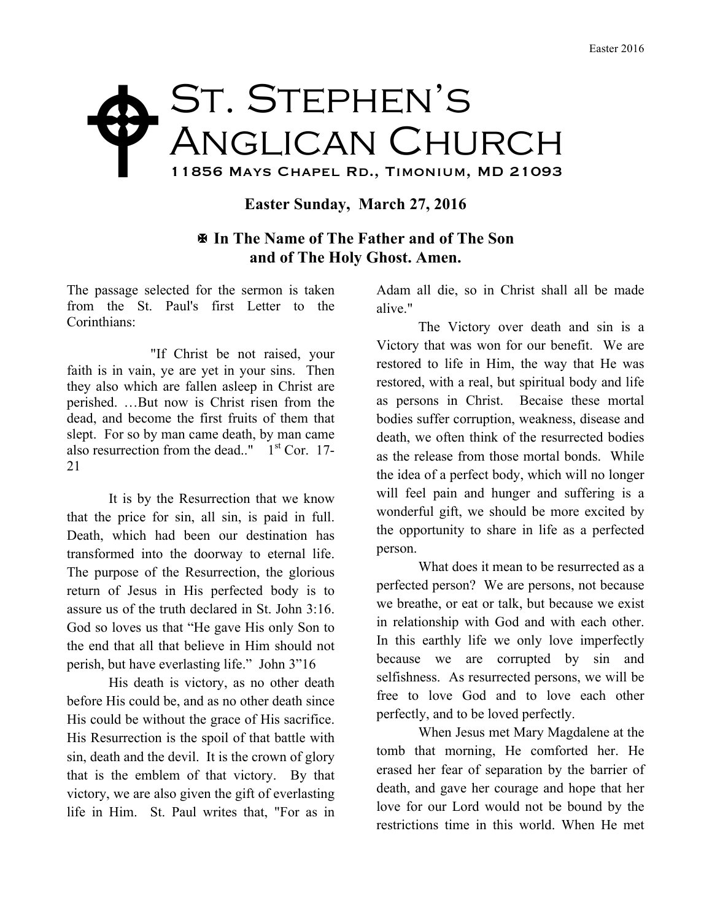# St. Stephen's Anglican Church

11856 Mays Chapel Rd., Timonium, MD 21093

## Easter Sunday, March 27, 2016

### ✠ In The Name of The Father and of The Son and of The Holy Ghost. Amen.

The passage selected for the sermon is taken from the St. Paul's first Letter to the Corinthians:

"If Christ be not raised, your faith is in vain, ye are yet in your sins. Then they also which are fallen asleep in Christ are perished. …But now is Christ risen from the dead, and become the first fruits of them that slept. For so by man came death, by man came also resurrection from the dead.." 1st Cor. 17-21

It is by the Resurrection that we know that the price for sin, all sin, is paid in full. Death, which had been our destination has transformed into the doorway to eternal life. The purpose of the Resurrection, the glorious return of Jesus in His perfected body is to assure us of the truth declared in St. John 3:16. God so loves us that "He gave His only Son to the end that all that believe in Him should not perish, but have everlasting life." John 3"16

His death is victory, as no other death before His could be, and as no other death since His could be without the grace of His sacrifice. His Resurrection is the spoil of that battle with sin, death and the devil. It is the crown of glory that is the emblem of that victory. By that victory, we are also given the gift of everlasting life in Him. St. Paul writes that, "For as in Adam all die, so in Christ shall all be made alive."

The Victory over death and sin is a Victory that was won for our benefit. We are restored to life in Him, the way that He was restored, with a real, but spiritual body and life as persons in Christ. Becaise these mortal bodies suffer corruption, weakness, disease and death, we often think of the resurrected bodies as the release from those mortal bonds. While the idea of a perfect body, which will no longer will feel pain and hunger and suffering is a wonderful gift, we should be more excited by the opportunity to share in life as a perfected person.

What does it mean to be resurrected as a perfected person? We are persons, not because we breathe, or eat or talk, but because we exist in relationship with God and with each other. In this earthly life we only love imperfectly because we are corrupted by sin and selfishness. As resurrected persons, we will be free to love God and to love each other perfectly, and to be loved perfectly.

When Jesus met Mary Magdalene at the tomb that morning, He comforted her. He erased her fear of separation by the barrier of death, and gave her courage and hope that her love for our Lord would not be bound by the restrictions time in this world. When He met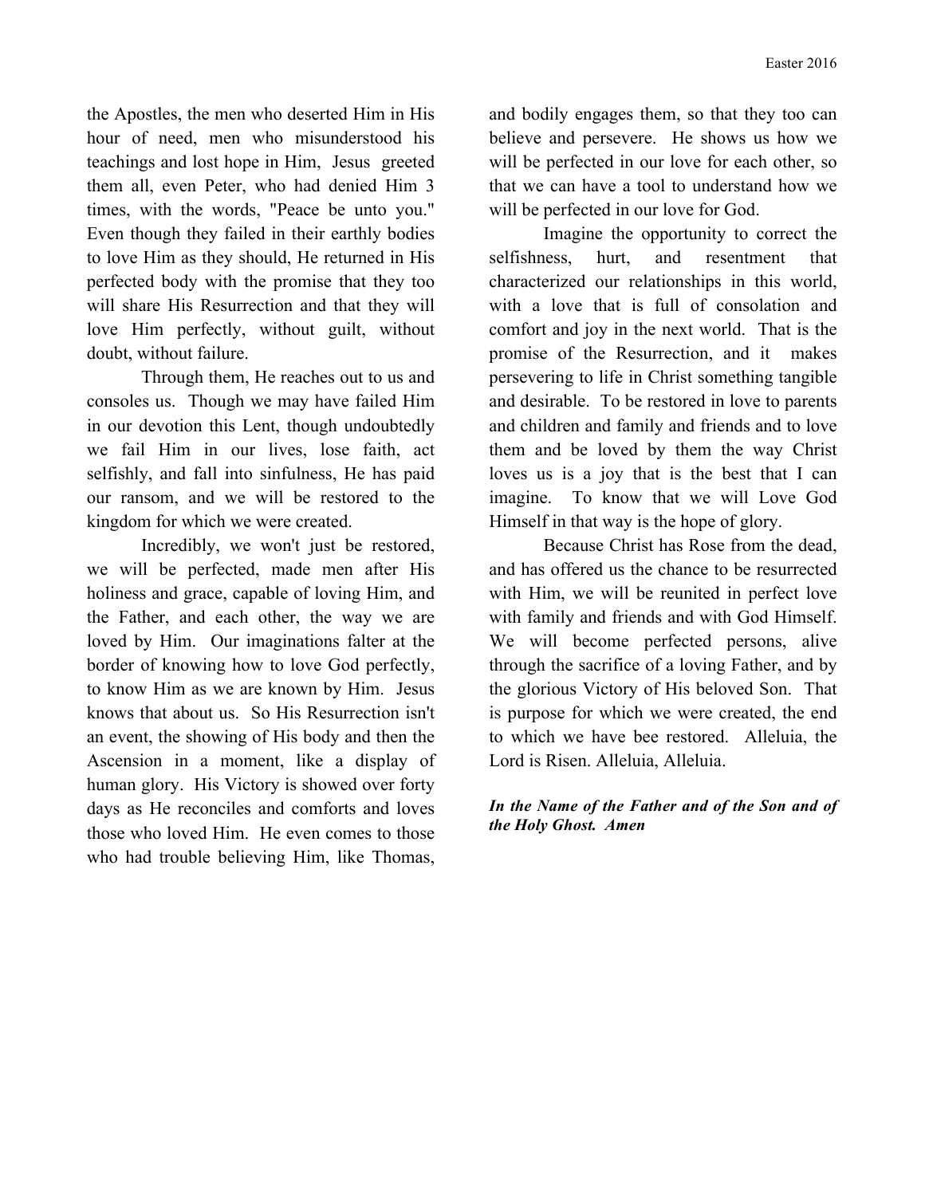the Apostles, the men who deserted Him in His hour of need, men who misunderstood his teachings and lost hope in Him, Jesus greeted them all, even Peter, who had denied Him 3 times, with the words, "Peace be unto you." Even though they failed in their earthly bodies to love Him as they should, He returned in His perfected body with the promise that they too will share His Resurrection and that they will love Him perfectly, without guilt, without doubt, without failure.

Through them, He reaches out to us and consoles us. Though we may have failed Him in our devotion this Lent, though undoubtedly we fail Him in our lives, lose faith, act selfishly, and fall into sinfulness, He has paid our ransom, and we will be restored to the kingdom for which we were created.

Incredibly, we won't just be restored, we will be perfected, made men after His holiness and grace, capable of loving Him, and the Father, and each other, the way we are loved by Him. Our imaginations falter at the border of knowing how to love God perfectly, to know Him as we are known by Him. Jesus knows that about us. So His Resurrection isn't an event, the showing of His body and then the Ascension in a moment, like a display of human glory. His Victory is showed over forty days as He reconciles and comforts and loves those who loved Him. He even comes to those who had trouble believing Him, like Thomas, and bodily engages them, so that they too can believe and persevere. He shows us how we will be perfected in our love for each other, so that we can have a tool to understand how we will be perfected in our love for God.

Imagine the opportunity to correct the selfishness, hurt, and resentment that characterized our relationships in this world, with a love that is full of consolation and comfort and joy in the next world. That is the promise of the Resurrection, and it makes persevering to life in Christ something tangible and desirable. To be restored in love to parents and children and family and friends and to love them and be loved by them the way Christ loves us is a joy that is the best that I can imagine. To know that we will Love God Himself in that way is the hope of glory.

Because Christ has Rose from the dead, and has offered us the chance to be resurrected with Him, we will be reunited in perfect love with family and friends and with God Himself. We will become perfected persons, alive through the sacrifice of a loving Father, and by the glorious Victory of His beloved Son. That is purpose for which we were created, the end to which we have bee restored. Alleluia, the Lord is Risen. Alleluia, Alleluia.

***In the Name of the Father and of the Son and of the Holy Ghost. Amen***